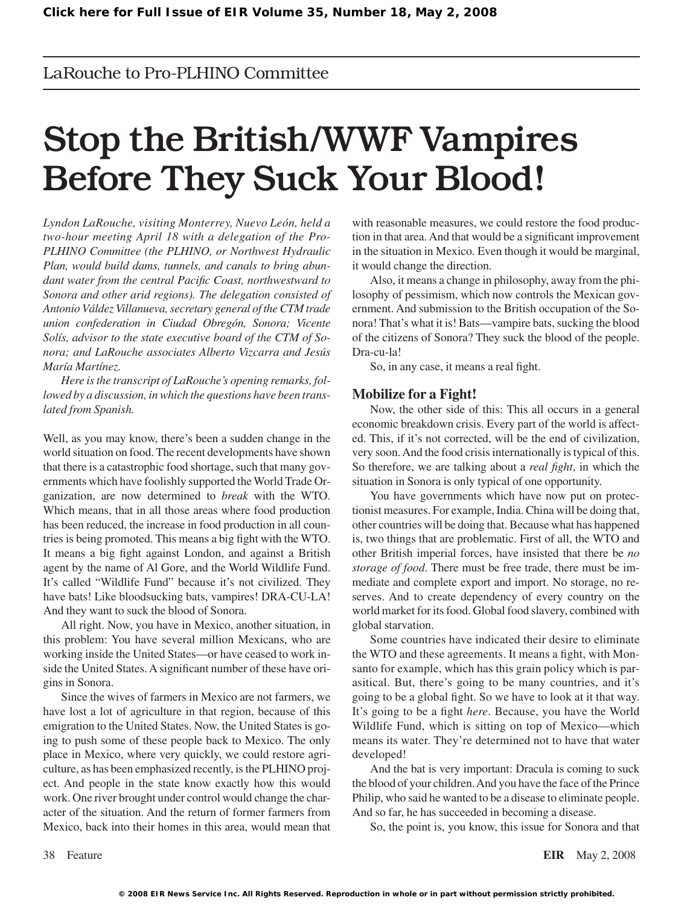LaRouche to Pro-PLHINO Committee

# Stop the British/WWF Vampires Before They Suck Your Blood!

*Lyndon LaRouche, visiting Monterrey, Nuevo León, held a two-hour meeting April 18 with a delegation of the Pro-PLHINO Committee (the PLHINO, or Northwest Hydraulic Plan, would build dams, tunnels, and canals to bring abundant water from the central Pacific Coast, northwestward to Sonora and other arid regions). The delegation consisted of Antonio Váldez Villanueva, secretary general of the CTM trade union confederation in Ciudad Obregón, Sonora; Vicente Solís, advisor to the state executive board of the CTM of Sonora; and LaRouche associates Alberto Vizcarra and Jesús María Martínez.*

*Here is the transcript of LaRouche's opening remarks, followed by a discussion, in which the questions have been translated from Spanish.*

Well, as you may know, there's been a sudden change in the world situation on food. The recent developments have shown that there is a catastrophic food shortage, such that many governments which have foolishly supported the World Trade Organization, are now determined to *break* with the WTO. Which means, that in all those areas where food production has been reduced, the increase in food production in all countries is being promoted. This means a big fight with the WTO. It means a big fight against London, and against a British agent by the name of Al Gore, and the World Wildlife Fund. It's called "Wildlife Fund" because it's not civilized. They have bats! Like bloodsucking bats, vampires! DRA-CU-LA! And they want to suck the blood of Sonora.

All right. Now, you have in Mexico, another situation, in this problem: You have several million Mexicans, who are working inside the United States—or have ceased to work inside the United States. A significant number of these have origins in Sonora.

Since the wives of farmers in Mexico are not farmers, we have lost a lot of agriculture in that region, because of this emigration to the United States. Now, the United States is going to push some of these people back to Mexico. The only place in Mexico, where very quickly, we could restore agriculture, as has been emphasized recently, is the PLHINO project. And people in the state know exactly how this would work. One river brought under control would change the character of the situation. And the return of former farmers from Mexico, back into their homes in this area, would mean that with reasonable measures, we could restore the food production in that area. And that would be a significant improvement in the situation in Mexico. Even though it would be marginal, it would change the direction.

Also, it means a change in philosophy, away from the philosophy of pessimism, which now controls the Mexican government. And submission to the British occupation of the Sonora! That's what it is! Bats—vampire bats, sucking the blood of the citizens of Sonora? They suck the blood of the people. Dra-cu-la!

So, in any case, it means a real fight.

## Mobilize for a Fight!

Now, the other side of this: This all occurs in a general economic breakdown crisis. Every part of the world is affected. This, if it's not corrected, will be the end of civilization, very soon. And the food crisis internationally is typical of this. So therefore, we are talking about a *real fight*, in which the situation in Sonora is only typical of one opportunity.

You have governments which have now put on protectionist measures. For example, India. China will be doing that, other countries will be doing that. Because what has happened is, two things that are problematic. First of all, the WTO and other British imperial forces, have insisted that there be *no storage of food*. There must be free trade, there must be immediate and complete export and import. No storage, no reserves. And to create dependency of every country on the world market for its food. Global food slavery, combined with global starvation.

Some countries have indicated their desire to eliminate the WTO and these agreements. It means a fight, with Monsanto for example, which has this grain policy which is parasitical. But, there's going to be many countries, and it's going to be a global fight. So we have to look at it that way. It's going to be a fight *here*. Because, you have the World Wildlife Fund, which is sitting on top of Mexico—which means its water. They're determined not to have that water developed!

And the bat is very important: Dracula is coming to suck the blood of your children. And you have the face of the Prince Philip, who said he wanted to be a disease to eliminate people. And so far, he has succeeded in becoming a disease.

So, the point is, you know, this issue for Sonora and that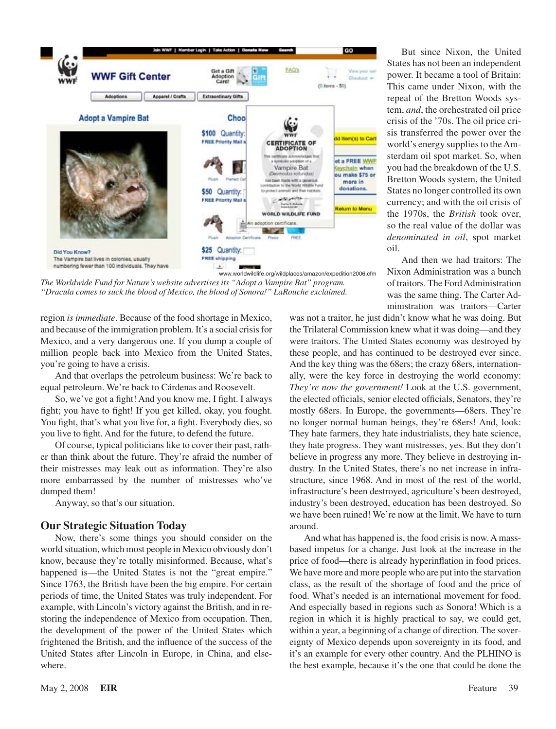www.worldwildlife.org/wildplaces/amazon/expedition2006.cfm

*The Worldwide Fund for Nature's website advertises its "Adopt a Vampire Bat" program. "Dracula comes to suck the blood of Mexico, the blood of Sonora!" LaRouche exclaimed.*

region *is immediate*. Because of the food shortage in Mexico, and because of the immigration problem. It's a social crisis for Mexico, and a very dangerous one. If you dump a couple of million people back into Mexico from the United States, you're going to have a crisis.

And that overlaps the petroleum business: We're back to equal petroleum. We're back to Cárdenas and Roosevelt.

So, we've got a fight! And you know me, I fight. I always fight; you have to fight! If you get killed, okay, you fought. You fight, that's what you live for, a fight. Everybody dies, so you live to fight. And for the future, to defend the future.

Of course, typical politicians like to cover their past, rather than think about the future. They're afraid the number of their mistresses may leak out as information. They're also more embarrassed by the number of mistresses who've dumped them!

Anyway, so that's our situation.

## Our Strategic Situation Today

Now, there's some things you should consider on the world situation, which most people in Mexico obviously don't know, because they're totally misinformed. Because, what's happened is—the United States is not the "great empire." Since 1763, the British have been the big empire. For certain periods of time, the United States was truly independent. For example, with Lincoln's victory against the British, and in restoring the independence of Mexico from occupation. Then, the development of the power of the United States which frightened the British, and the influence of the success of the United States after Lincoln in Europe, in China, and elsewhere.

But since Nixon, the United States has not been an independent power. It became a tool of Britain: This came under Nixon, with the repeal of the Bretton Woods system, *and*, the orchestrated oil price crisis of the '70s. The oil price crisis transferred the power over the world's energy supplies to the Amsterdam oil spot market. So, when you had the breakdown of the U.S. Bretton Woods system, the United States no longer controlled its own currency; and with the oil crisis of the 1970s, the *British* took over, so the real value of the dollar was *denominated in oil*, spot market oil.

And then we had traitors: The Nixon Administration was a bunch of traitors. The Ford Administration was the same thing. The Carter Administration was traitors—Carter was not a traitor, he just didn't know what he was doing. But the Trilateral Commission knew what it was doing—and they were traitors. The United States economy was destroyed by these people, and has continued to be destroyed ever since. And the key thing was the 68ers; the crazy 68ers, internationally, were the key force in destroying the world economy: *They're now the government!* Look at the U.S. government, the elected officials, senior elected officials, Senators, they're mostly 68ers. In Europe, the governments—68ers. They're no longer normal human beings, they're 68ers! And, look: They hate farmers, they hate industrialists, they hate science, they hate progress. They want mistresses, yes. But they don't believe in progress any more. They believe in destroying industry. In the United States, there's no net increase in infrastructure, since 1968. And in most of the rest of the world, infrastructure's been destroyed, agriculture's been destroyed, industry's been destroyed, education has been destroyed. So we have been ruined! We're now at the limit. We have to turn around.

And what has happened is, the food crisis is now. A mass-based impetus for a change. Just look at the increase in the price of food—there is already hyperinflation in food prices. We have more and more people who are put into the starvation class, as the result of the shortage of food and the price of food. What's needed is an international movement for food. And especially based in regions such as Sonora! Which is a region in which it is highly practical to say, we could get, within a year, a beginning of a change of direction. The sovereignty of Mexico depends upon sovereignty in its food, and it's an example for every other country. And the PLHINO is the best example, because it's the one that could be done the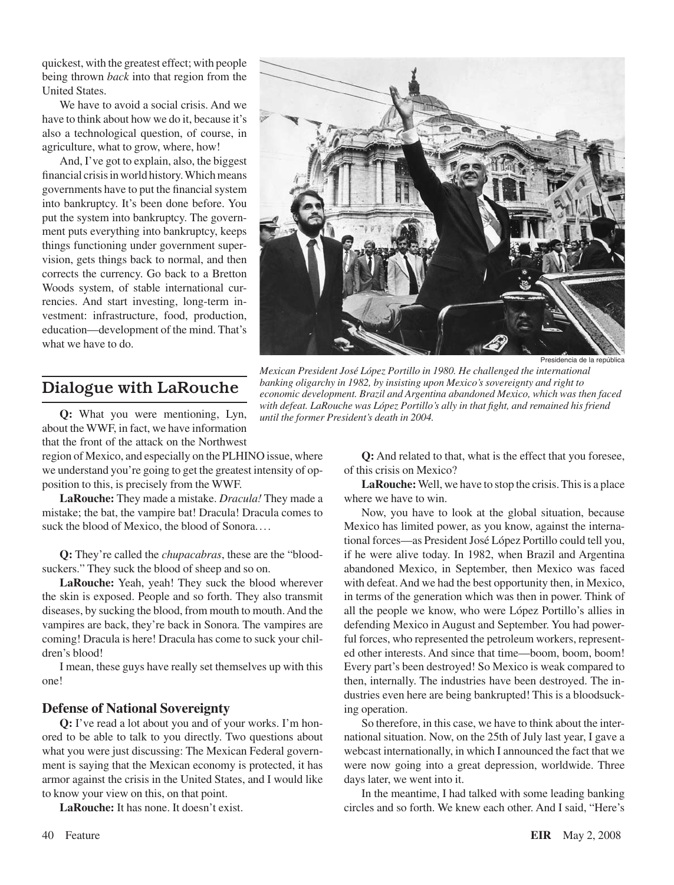quickest, with the greatest effect; with people being thrown *back* into that region from the United States.

We have to avoid a social crisis. And we have to think about how we do it, because it's also a technological question, of course, in agriculture, what to grow, where, how!

And, I've got to explain, also, the biggest financial crisis in world history. Which means governments have to put the financial system into bankruptcy. It's been done before. You put the system into bankruptcy. The government puts everything into bankruptcy, keeps things functioning under government supervision, gets things back to normal, and then corrects the currency. Go back to a Bretton Woods system, of stable international currencies. And start investing, long-term investment: infrastructure, food, production, education—development of the mind. That's what we have to do.

Presidencia de la república

*Mexican President José López Portillo in 1980. He challenged the international banking oligarchy in 1982, by insisting upon Mexico's sovereignty and right to economic development. Brazil and Argentina abandoned Mexico, which was then faced with defeat. LaRouche was López Portillo's ally in that fight, and remained his friend until the former President's death in 2004.*

## Dialogue with LaRouche

**Q:** What you were mentioning, Lyn, about the WWF, in fact, we have information that the front of the attack on the Northwest region of Mexico, and especially on the PLHINO issue, where we understand you're going to get the greatest intensity of opposition to this, is precisely from the WWF.

**LaRouche:** They made a mistake. *Dracula!* They made a mistake; the bat, the vampire bat! Dracula! Dracula comes to suck the blood of Mexico, the blood of Sonora. . . .

**Q:** They're called the *chupacabras*, these are the "bloodsuckers." They suck the blood of sheep and so on.

**LaRouche:** Yeah, yeah! They suck the blood wherever the skin is exposed. People and so forth. They also transmit diseases, by sucking the blood, from mouth to mouth. And the vampires are back, they're back in Sonora. The vampires are coming! Dracula is here! Dracula has come to suck your children's blood!

I mean, these guys have really set themselves up with this one!

### Defense of National Sovereignty

**Q:** I've read a lot about you and of your works. I'm honored to be able to talk to you directly. Two questions about what you were just discussing: The Mexican Federal government is saying that the Mexican economy is protected, it has armor against the crisis in the United States, and I would like to know your view on this, on that point.

**LaRouche:** It has none. It doesn't exist.

**Q:** And related to that, what is the effect that you foresee, of this crisis on Mexico?

**LaRouche:** Well, we have to stop the crisis. This is a place where we have to win.

Now, you have to look at the global situation, because Mexico has limited power, as you know, against the international forces—as President José López Portillo could tell you, if he were alive today. In 1982, when Brazil and Argentina abandoned Mexico, in September, then Mexico was faced with defeat. And we had the best opportunity then, in Mexico, in terms of the generation which was then in power. Think of all the people we know, who were López Portillo's allies in defending Mexico in August and September. You had powerful forces, who represented the petroleum workers, represented other interests. And since that time—boom, boom, boom! Every part's been destroyed! So Mexico is weak compared to then, internally. The industries have been destroyed. The industries even here are being bankrupted! This is a bloodsucking operation.

So therefore, in this case, we have to think about the international situation. Now, on the 25th of July last year, I gave a webcast internationally, in which I announced the fact that we were now going into a great depression, worldwide. Three days later, we went into it.

In the meantime, I had talked with some leading banking circles and so forth. We knew each other. And I said, "Here's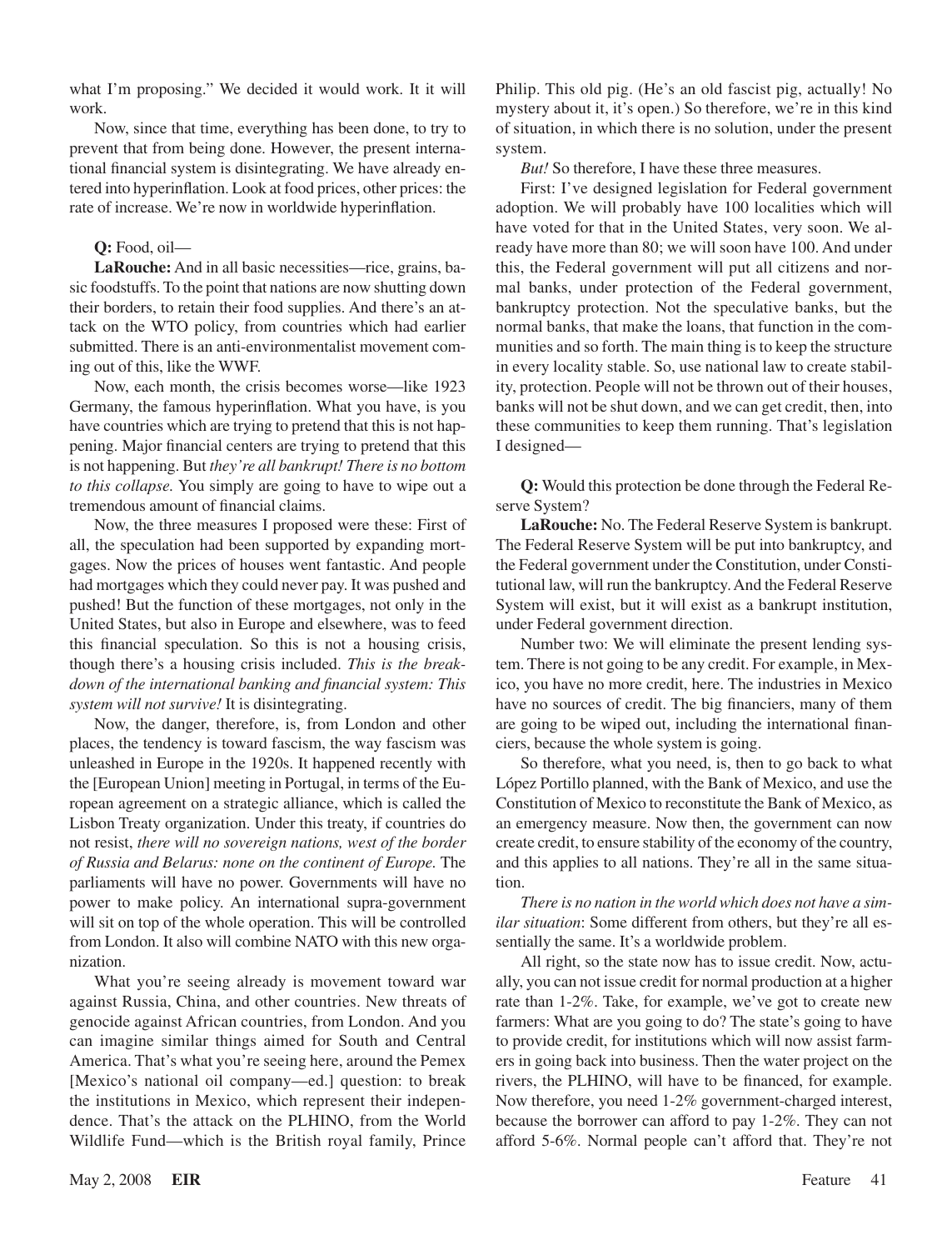what I'm proposing." We decided it would work. It it will work.

Now, since that time, everything has been done, to try to prevent that from being done. However, the present international financial system is disintegrating. We have already entered into hyperinflation. Look at food prices, other prices: the rate of increase. We're now in worldwide hyperinflation.

**Q:** Food, oil—

**LaRouche:** And in all basic necessities—rice, grains, basic foodstuffs. To the point that nations are now shutting down their borders, to retain their food supplies. And there's an attack on the WTO policy, from countries which had earlier submitted. There is an anti-environmentalist movement coming out of this, like the WWF.

Now, each month, the crisis becomes worse—like 1923 Germany, the famous hyperinflation. What you have, is you have countries which are trying to pretend that this is not happening. Major financial centers are trying to pretend that this is not happening. But *they're all bankrupt! There is no bottom to this collapse.* You simply are going to have to wipe out a tremendous amount of financial claims.

Now, the three measures I proposed were these: First of all, the speculation had been supported by expanding mortgages. Now the prices of houses went fantastic. And people had mortgages which they could never pay. It was pushed and pushed! But the function of these mortgages, not only in the United States, but also in Europe and elsewhere, was to feed this financial speculation. So this is not a housing crisis, though there's a housing crisis included. *This is the breakdown of the international banking and financial system: This system will not survive!* It is disintegrating.

Now, the danger, therefore, is, from London and other places, the tendency is toward fascism, the way fascism was unleashed in Europe in the 1920s. It happened recently with the [European Union] meeting in Portugal, in terms of the European agreement on a strategic alliance, which is called the Lisbon Treaty organization. Under this treaty, if countries do not resist, *there will no sovereign nations, west of the border of Russia and Belarus: none on the continent of Europe.* The parliaments will have no power. Governments will have no power to make policy. An international supra-government will sit on top of the whole operation. This will be controlled from London. It also will combine NATO with this new organization.

What you're seeing already is movement toward war against Russia, China, and other countries. New threats of genocide against African countries, from London. And you can imagine similar things aimed for South and Central America. That's what you're seeing here, around the Pemex [Mexico's national oil company—ed.] question: to break the institutions in Mexico, which represent their independence. That's the attack on the PLHINO, from the World Wildlife Fund—which is the British royal family, Prince Philip. This old pig. (He's an old fascist pig, actually! No mystery about it, it's open.) So therefore, we're in this kind of situation, in which there is no solution, under the present system.

*But!* So therefore, I have these three measures.

First: I've designed legislation for Federal government adoption. We will probably have 100 localities which will have voted for that in the United States, very soon. We already have more than 80; we will soon have 100. And under this, the Federal government will put all citizens and normal banks, under protection of the Federal government, bankruptcy protection. Not the speculative banks, but the normal banks, that make the loans, that function in the communities and so forth. The main thing is to keep the structure in every locality stable. So, use national law to create stability, protection. People will not be thrown out of their houses, banks will not be shut down, and we can get credit, then, into these communities to keep them running. That's legislation I designed—

**Q:** Would this protection be done through the Federal Reserve System?

**LaRouche:** No. The Federal Reserve System is bankrupt. The Federal Reserve System will be put into bankruptcy, and the Federal government under the Constitution, under Constitutional law, will run the bankruptcy. And the Federal Reserve System will exist, but it will exist as a bankrupt institution, under Federal government direction.

Number two: We will eliminate the present lending system. There is not going to be any credit. For example, in Mexico, you have no more credit, here. The industries in Mexico have no sources of credit. The big financiers, many of them are going to be wiped out, including the international financiers, because the whole system is going.

So therefore, what you need, is, then to go back to what López Portillo planned, with the Bank of Mexico, and use the Constitution of Mexico to reconstitute the Bank of Mexico, as an emergency measure. Now then, the government can now create credit, to ensure stability of the economy of the country, and this applies to all nations. They're all in the same situation.

*There is no nation in the world which does not have a similar situation*: Some different from others, but they're all essentially the same. It's a worldwide problem.

All right, so the state now has to issue credit. Now, actually, you can not issue credit for normal production at a higher rate than 1-2%. Take, for example, we've got to create new farmers: What are you going to do? The state's going to have to provide credit, for institutions which will now assist farmers in going back into business. Then the water project on the rivers, the PLHINO, will have to be financed, for example. Now therefore, you need 1-2% government-charged interest, because the borrower can afford to pay 1-2%. They can not afford 5-6%. Normal people can't afford that. They're not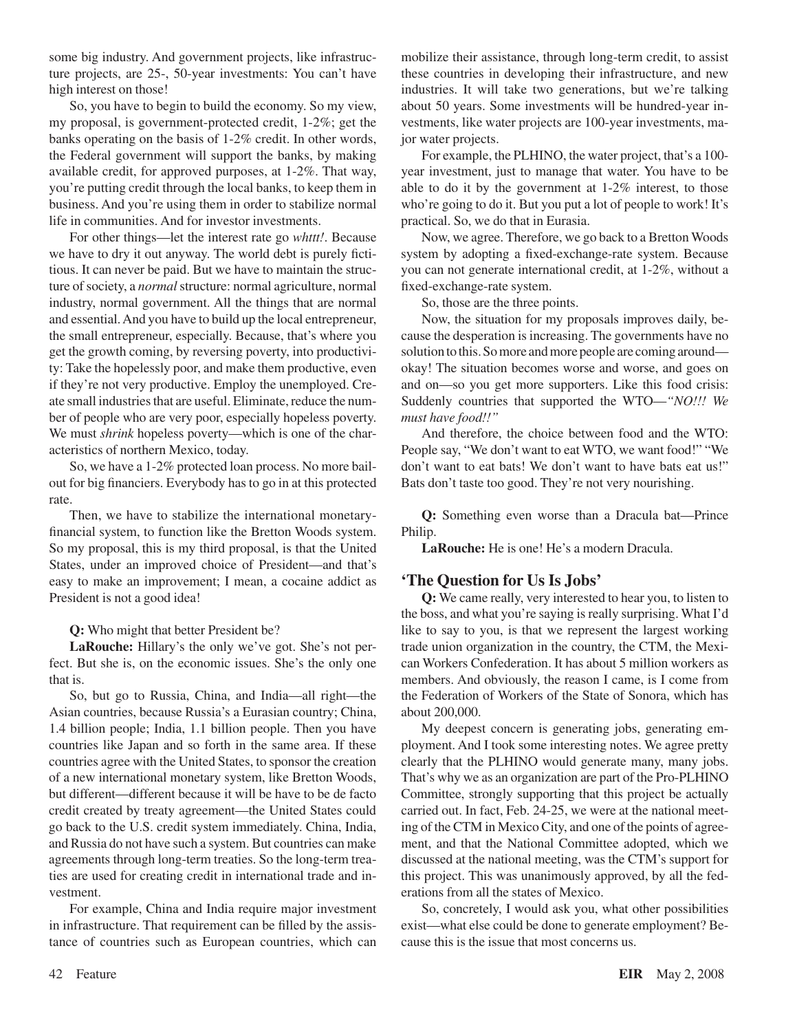some big industry. And government projects, like infrastructure projects, are 25-, 50-year investments: You can't have high interest on those!

So, you have to begin to build the economy. So my view, my proposal, is government-protected credit, 1-2%; get the banks operating on the basis of 1-2% credit. In other words, the Federal government will support the banks, by making available credit, for approved purposes, at 1-2%. That way, you're putting credit through the local banks, to keep them in business. And you're using them in order to stabilize normal life in communities. And for investor investments.

For other things—let the interest rate go *whttt!*. Because we have to dry it out anyway. The world debt is purely fictitious. It can never be paid. But we have to maintain the structure of society, a *normal* structure: normal agriculture, normal industry, normal government. All the things that are normal and essential. And you have to build up the local entrepreneur, the small entrepreneur, especially. Because, that's where you get the growth coming, by reversing poverty, into productivity: Take the hopelessly poor, and make them productive, even if they're not very productive. Employ the unemployed. Create small industries that are useful. Eliminate, reduce the number of people who are very poor, especially hopeless poverty. We must *shrink* hopeless poverty—which is one of the characteristics of northern Mexico, today.

So, we have a 1-2% protected loan process. No more bailout for big financiers. Everybody has to go in at this protected rate.

Then, we have to stabilize the international monetary-financial system, to function like the Bretton Woods system. So my proposal, this is my third proposal, is that the United States, under an improved choice of President—and that's easy to make an improvement; I mean, a cocaine addict as President is not a good idea!

**Q:** Who might that better President be?

**LaRouche:** Hillary's the only we've got. She's not perfect. But she is, on the economic issues. She's the only one that is.

So, but go to Russia, China, and India—all right—the Asian countries, because Russia's a Eurasian country; China, 1.4 billion people; India, 1.1 billion people. Then you have countries like Japan and so forth in the same area. If these countries agree with the United States, to sponsor the creation of a new international monetary system, like Bretton Woods, but different—different because it will be have to be de facto credit created by treaty agreement—the United States could go back to the U.S. credit system immediately. China, India, and Russia do not have such a system. But countries can make agreements through long-term treaties. So the long-term treaties are used for creating credit in international trade and investment.

For example, China and India require major investment in infrastructure. That requirement can be filled by the assistance of countries such as European countries, which can mobilize their assistance, through long-term credit, to assist these countries in developing their infrastructure, and new industries. It will take two generations, but we're talking about 50 years. Some investments will be hundred-year investments, like water projects are 100-year investments, major water projects.

For example, the PLHINO, the water project, that's a 100-year investment, just to manage that water. You have to be able to do it by the government at 1-2% interest, to those who're going to do it. But you put a lot of people to work! It's practical. So, we do that in Eurasia.

Now, we agree. Therefore, we go back to a Bretton Woods system by adopting a fixed-exchange-rate system. Because you can not generate international credit, at 1-2%, without a fixed-exchange-rate system.

So, those are the three points.

Now, the situation for my proposals improves daily, because the desperation is increasing. The governments have no solution to this. So more and more people are coming around—okay! The situation becomes worse and worse, and goes on and on—so you get more supporters. Like this food crisis: Suddenly countries that supported the WTO—*"NO!!! We must have food!!"*

And therefore, the choice between food and the WTO: People say, "We don't want to eat WTO, we want food!" "We don't want to eat bats! We don't want to have bats eat us!" Bats don't taste too good. They're not very nourishing.

**Q:** Something even worse than a Dracula bat—Prince Philip.

**LaRouche:** He is one! He's a modern Dracula.

## 'The Question for Us Is Jobs'

**Q:** We came really, very interested to hear you, to listen to the boss, and what you're saying is really surprising. What I'd like to say to you, is that we represent the largest working trade union organization in the country, the CTM, the Mexican Workers Confederation. It has about 5 million workers as members. And obviously, the reason I came, is I come from the Federation of Workers of the State of Sonora, which has about 200,000.

My deepest concern is generating jobs, generating employment. And I took some interesting notes. We agree pretty clearly that the PLHINO would generate many, many jobs. That's why we as an organization are part of the Pro-PLHINO Committee, strongly supporting that this project be actually carried out. In fact, Feb. 24-25, we were at the national meeting of the CTM in Mexico City, and one of the points of agreement, and that the National Committee adopted, which we discussed at the national meeting, was the CTM's support for this project. This was unanimously approved, by all the federations from all the states of Mexico.

So, concretely, I would ask you, what other possibilities exist—what else could be done to generate employment? Because this is the issue that most concerns us.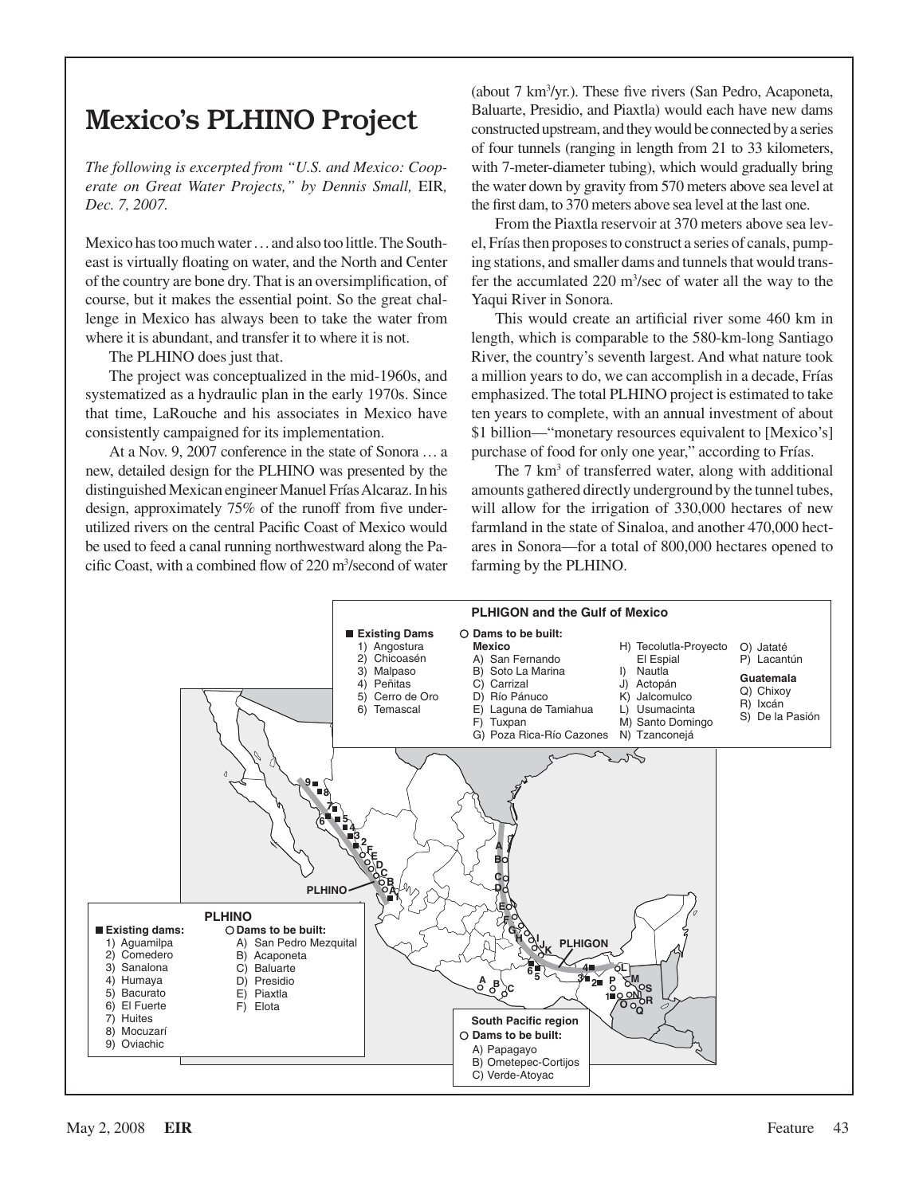# Mexico's PLHINO Project

*The following is excerpted from "U.S. and Mexico: Cooperate on Great Water Projects," by Dennis Small,* EIR*, Dec. 7, 2007.*

Mexico has too much water . . . and also too little. The Southeast is virtually floating on water, and the North and Center of the country are bone dry. That is an oversimplification, of course, but it makes the essential point. So the great challenge in Mexico has always been to take the water from where it is abundant, and transfer it to where it is not.

The PLHINO does just that.

The project was conceptualized in the mid-1960s, and systematized as a hydraulic plan in the early 1970s. Since that time, LaRouche and his associates in Mexico have consistently campaigned for its implementation.

At a Nov. 9, 2007 conference in the state of Sonora . . . a new, detailed design for the PLHINO was presented by the distinguished Mexican engineer Manuel Frías Alcaraz. In his design, approximately 75% of the runoff from five underutilized rivers on the central Pacific Coast of Mexico would be used to feed a canal running northwestward along the Pacific Coast, with a combined flow of 220 $m^3$/second of water (about 7 $km^3$/yr.). These five rivers (San Pedro, Acaponeta, Baluarte, Presidio, and Piaxtla) would each have new dams constructed upstream, and they would be connected by a series of four tunnels (ranging in length from 21 to 33 kilometers, with 7-meter-diameter tubing), which would gradually bring the water down by gravity from 570 meters above sea level at the first dam, to 370 meters above sea level at the last one.

From the Piaxtla reservoir at 370 meters above sea level, Frías then proposes to construct a series of canals, pumping stations, and smaller dams and tunnels that would transfer the accumlated 220 $m^3$/sec of water all the way to the Yaqui River in Sonora.

This would create an artificial river some 460 km in length, which is comparable to the 580-km-long Santiago River, the country's seventh largest. And what nature took a million years to do, we can accomplish in a decade, Frías emphasized. The total PLHINO project is estimated to take ten years to complete, with an annual investment of about \$1 billion—"monetary resources equivalent to [Mexico's] purchase of food for only one year," according to Frías.

The 7 $km^3$ of transferred water, along with additional amounts gathered directly underground by the tunnel tubes, will allow for the irrigation of 330,000 hectares of new farmland in the state of Sinaloa, and another 470,000 hectares in Sonora—for a total of 800,000 hectares opened to farming by the PLHINO.

**PLHIGON and the Gulf of Mexico**

■ **Existing Dams**: 1) Angostura 2) Chicoasén 3) Malpaso 4) Peñitas 5) Cerro de Oro 6) Temascal

○ **Dams to be built:**
**Mexico**: A) San Fernando B) Soto La Marina C) Carrizal D) Río Pánuco E) Laguna de Tamiahua F) Tuxpan G) Poza Rica-Río Cazones H) Tecolutla-Proyecto El Espial I) Nautla J) Actopán K) Jalcomulco L) Usumacinta M) Santo Domingo N) Tzanconejá O) Jataté P) Lacantún
**Guatemala**: Q) Chixoy R) Ixcán S) De la Pasión

**PLHINO**

■ **Existing dams:** 1) Aguamilpa 2) Comedero 3) Sanalona 4) Humaya 5) Bacurato 6) El Fuerte 7) Huites 8) Mocuzarí 9) Oviachic

○ **Dams to be built:** A) San Pedro Mezquital B) Acaponeta C) Baluarte D) Presidio E) Piaxtla F) Elota

**South Pacific region**

○ **Dams to be built:** A) Papagayo B) Ometepec-Cortijos C) Verde-Atoyac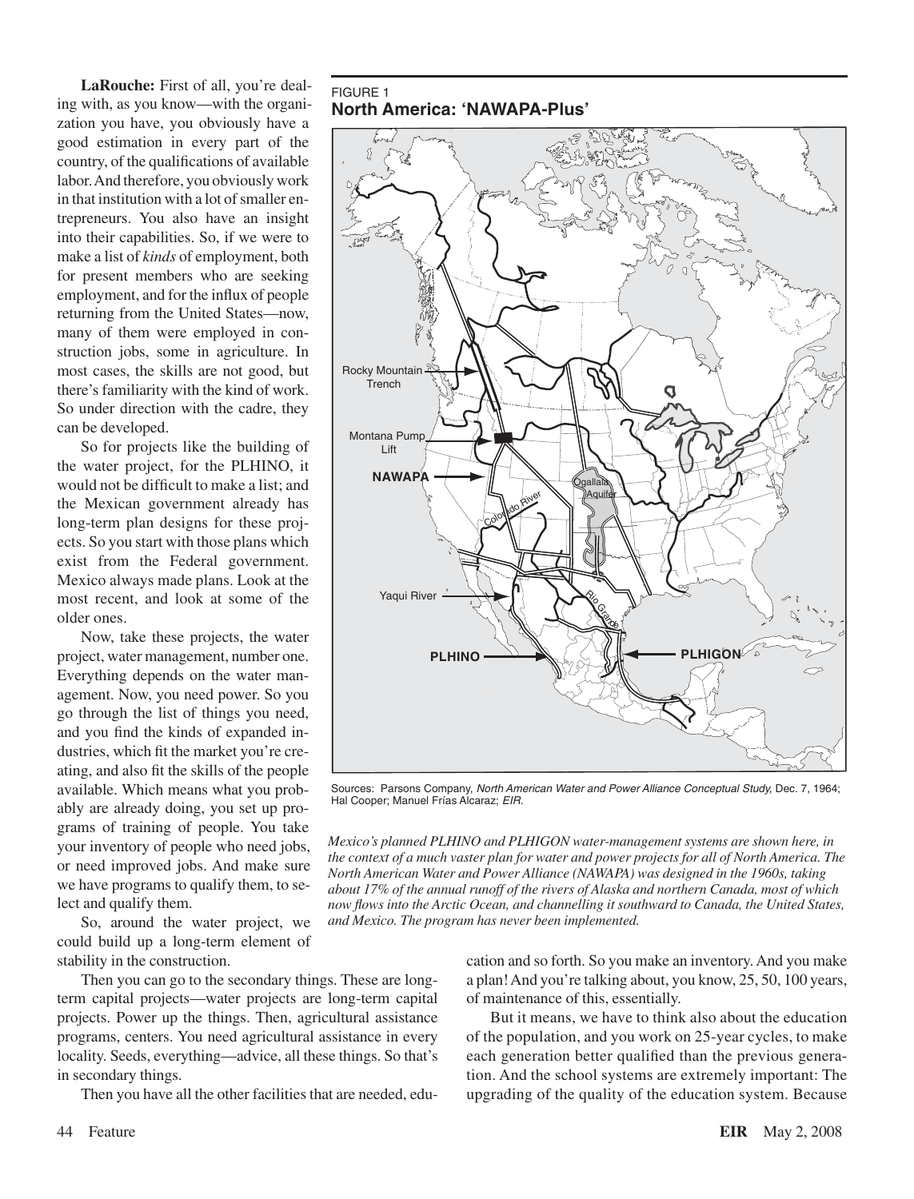**LaRouche:** First of all, you're dealing with, as you know—with the organization you have, you obviously have a good estimation in every part of the country, of the qualifications of available labor. And therefore, you obviously work in that institution with a lot of smaller entrepreneurs. You also have an insight into their capabilities. So, if we were to make a list of *kinds* of employment, both for present members who are seeking employment, and for the influx of people returning from the United States—now, many of them were employed in construction jobs, some in agriculture. In most cases, the skills are not good, but there's familiarity with the kind of work. So under direction with the cadre, they can be developed.

So for projects like the building of the water project, for the PLHINO, it would not be difficult to make a list; and the Mexican government already has long-term plan designs for these projects. So you start with those plans which exist from the Federal government. Mexico always made plans. Look at the most recent, and look at some of the older ones.

Now, take these projects, the water project, water management, number one. Everything depends on the water management. Now, you need power. So you go through the list of things you need, and you find the kinds of expanded industries, which fit the market you're creating, and also fit the skills of the people available. Which means what you probably are already doing, you set up programs of training of people. You take your inventory of people who need jobs, or need improved jobs. And make sure we have programs to qualify them, to select and qualify them.

So, around the water project, we could build up a long-term element of stability in the construction.

FIGURE 1
**North America: 'NAWAPA-Plus'**

Rocky Mountain Trench
Montana Pump Lift
NAWAPA
Ogallala Aquifer
Colorado River
Yaqui River
Rio Grande
PLHINO
PLHIGON

Sources: Parsons Company, *North American Water and Power Alliance Conceptual Study,* Dec. 7, 1964; Hal Cooper; Manuel Frías Alcaraz; *EIR*.

*Mexico's planned PLHINO and PLHIGON water-management systems are shown here, in the context of a much vaster plan for water and power projects for all of North America. The North American Water and Power Alliance (NAWAPA) was designed in the 1960s, taking about 17% of the annual runoff of the rivers of Alaska and northern Canada, most of which now flows into the Arctic Ocean, and channelling it southward to Canada, the United States, and Mexico. The program has never been implemented.*

Then you can go to the secondary things. These are long-term capital projects—water projects are long-term capital projects. Power up the things. Then, agricultural assistance programs, centers. You need agricultural assistance in every locality. Seeds, everything—advice, all these things. So that's in secondary things.

Then you have all the other facilities that are needed, education and so forth. So you make an inventory. And you make a plan! And you're talking about, you know, 25, 50, 100 years, of maintenance of this, essentially.

But it means, we have to think also about the education of the population, and you work on 25-year cycles, to make each generation better qualified than the previous generation. And the school systems are extremely important: The upgrading of the quality of the education system. Because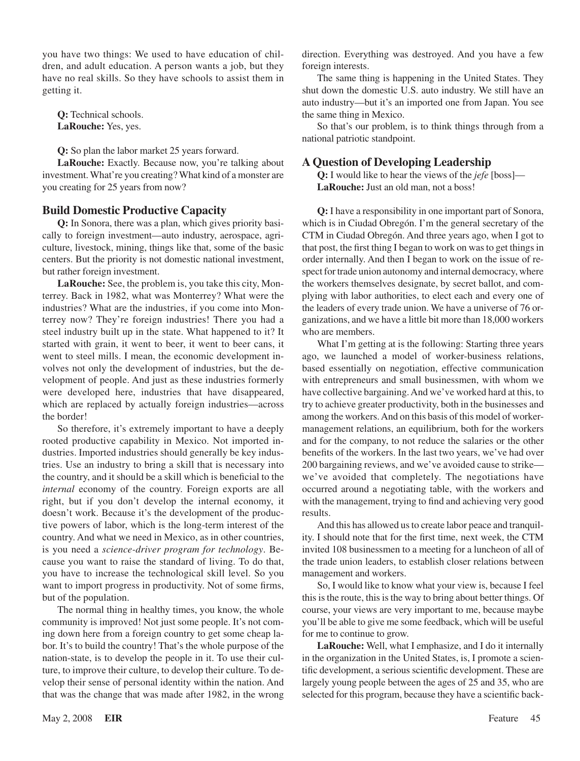you have two things: We used to have education of children, and adult education. A person wants a job, but they have no real skills. So they have schools to assist them in getting it.

**Q:** Technical schools.
**LaRouche:** Yes, yes.

**Q:** So plan the labor market 25 years forward.

**LaRouche:** Exactly. Because now, you're talking about investment. What're you creating? What kind of a monster are you creating for 25 years from now?

## Build Domestic Productive Capacity

**Q:** In Sonora, there was a plan, which gives priority basically to foreign investment—auto industry, aerospace, agriculture, livestock, mining, things like that, some of the basic centers. But the priority is not domestic national investment, but rather foreign investment.

**LaRouche:** See, the problem is, you take this city, Monterrey. Back in 1982, what was Monterrey? What were the industries? What are the industries, if you come into Monterrey now? They're foreign industries! There you had a steel industry built up in the state. What happened to it? It started with grain, it went to beer, it went to beer cans, it went to steel mills. I mean, the economic development involves not only the development of industries, but the development of people. And just as these industries formerly were developed here, industries that have disappeared, which are replaced by actually foreign industries—across the border!

So therefore, it's extremely important to have a deeply rooted productive capability in Mexico. Not imported industries. Imported industries should generally be key industries. Use an industry to bring a skill that is necessary into the country, and it should be a skill which is beneficial to the *internal* economy of the country. Foreign exports are all right, but if you don't develop the internal economy, it doesn't work. Because it's the development of the productive powers of labor, which is the long-term interest of the country. And what we need in Mexico, as in other countries, is you need a *science-driver program for technology*. Because you want to raise the standard of living. To do that, you have to increase the technological skill level. So you want to import progress in productivity. Not of some firms, but of the population.

The normal thing in healthy times, you know, the whole community is improved! Not just some people. It's not coming down here from a foreign country to get some cheap labor. It's to build the country! That's the whole purpose of the nation-state, is to develop the people in it. To use their culture, to improve their culture, to develop their culture. To develop their sense of personal identity within the nation. And that was the change that was made after 1982, in the wrong direction. Everything was destroyed. And you have a few foreign interests.

The same thing is happening in the United States. They shut down the domestic U.S. auto industry. We still have an auto industry—but it's an imported one from Japan. You see the same thing in Mexico.

So that's our problem, is to think things through from a national patriotic standpoint.

## A Question of Developing Leadership

**Q:** I would like to hear the views of the *jefe* [boss]—
**LaRouche:** Just an old man, not a boss!

**Q:** I have a responsibility in one important part of Sonora, which is in Ciudad Obregón. I'm the general secretary of the CTM in Ciudad Obregón. And three years ago, when I got to that post, the first thing I began to work on was to get things in order internally. And then I began to work on the issue of respect for trade union autonomy and internal democracy, where the workers themselves designate, by secret ballot, and complying with labor authorities, to elect each and every one of the leaders of every trade union. We have a universe of 76 organizations, and we have a little bit more than 18,000 workers who are members.

What I'm getting at is the following: Starting three years ago, we launched a model of worker-business relations, based essentially on negotiation, effective communication with entrepreneurs and small businessmen, with whom we have collective bargaining. And we've worked hard at this, to try to achieve greater productivity, both in the businesses and among the workers. And on this basis of this model of worker-management relations, an equilibrium, both for the workers and for the company, to not reduce the salaries or the other benefits of the workers. In the last two years, we've had over 200 bargaining reviews, and we've avoided cause to strike—we've avoided that completely. The negotiations have occurred around a negotiating table, with the workers and with the management, trying to find and achieving very good results.

And this has allowed us to create labor peace and tranquility. I should note that for the first time, next week, the CTM invited 108 businessmen to a meeting for a luncheon of all of the trade union leaders, to establish closer relations between management and workers.

So, I would like to know what your view is, because I feel this is the route, this is the way to bring about better things. Of course, your views are very important to me, because maybe you'll be able to give me some feedback, which will be useful for me to continue to grow.

**LaRouche:** Well, what I emphasize, and I do it internally in the organization in the United States, is, I promote a scientific development, a serious scientific development. These are largely young people between the ages of 25 and 35, who are selected for this program, because they have a scientific back-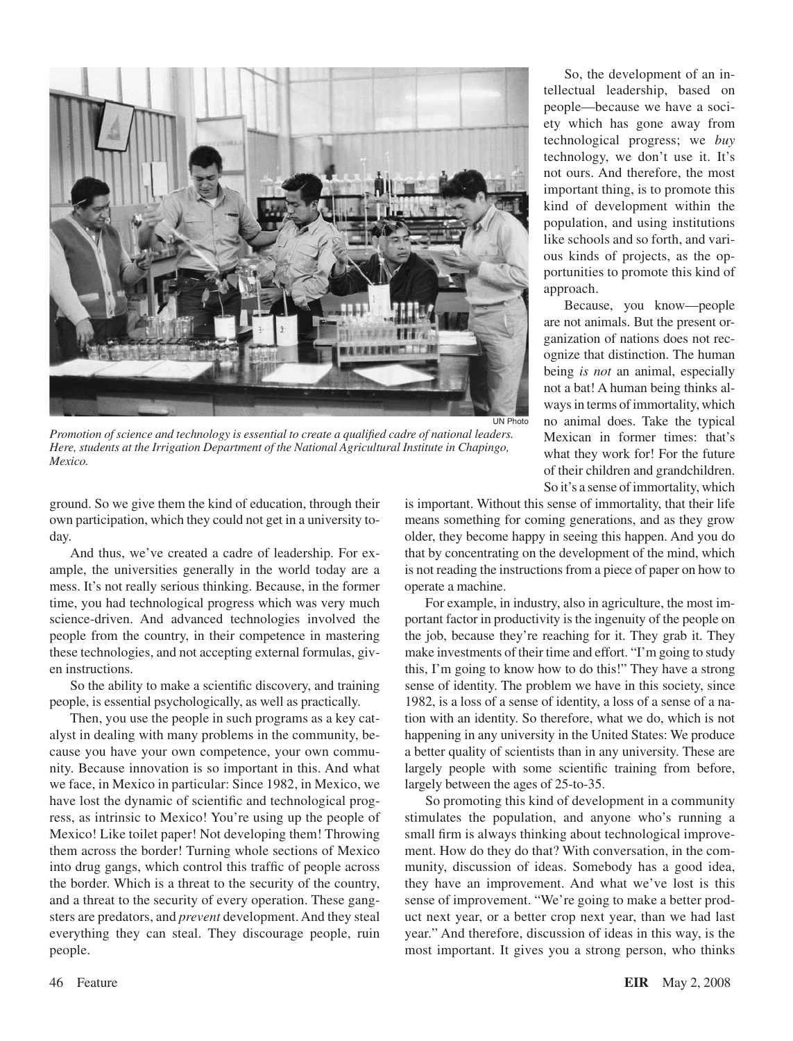*Promotion of science and technology is essential to create a qualified cadre of national leaders. Here, students at the Irrigation Department of the National Agricultural Institute in Chapingo, Mexico.*

UN Photo

ground. So we give them the kind of education, through their own participation, which they could not get in a university today.

And thus, we've created a cadre of leadership. For example, the universities generally in the world today are a mess. It's not really serious thinking. Because, in the former time, you had technological progress which was very much science-driven. And advanced technologies involved the people from the country, in their competence in mastering these technologies, and not accepting external formulas, given instructions.

So the ability to make a scientific discovery, and training people, is essential psychologically, as well as practically.

Then, you use the people in such programs as a key catalyst in dealing with many problems in the community, because you have your own competence, your own community. Because innovation is so important in this. And what we face, in Mexico in particular: Since 1982, in Mexico, we have lost the dynamic of scientific and technological progress, as intrinsic to Mexico! You're using up the people of Mexico! Like toilet paper! Not developing them! Throwing them across the border! Turning whole sections of Mexico into drug gangs, which control this traffic of people across the border. Which is a threat to the security of the country, and a threat to the security of every operation. These gangsters are predators, and *prevent* development. And they steal everything they can steal. They discourage people, ruin people.

So, the development of an intellectual leadership, based on people—because we have a society which has gone away from technological progress; we *buy* technology, we don't use it. It's not ours. And therefore, the most important thing, is to promote this kind of development within the population, and using institutions like schools and so forth, and various kinds of projects, as the opportunities to promote this kind of approach.

Because, you know—people are not animals. But the present organization of nations does not recognize that distinction. The human being *is not* an animal, especially not a bat! A human being thinks always in terms of immortality, which no animal does. Take the typical Mexican in former times: that's what they work for! For the future of their children and grandchildren. So it's a sense of immortality, which is important. Without this sense of immortality, that their life means something for coming generations, and as they grow older, they become happy in seeing this happen. And you do that by concentrating on the development of the mind, which is not reading the instructions from a piece of paper on how to operate a machine.

For example, in industry, also in agriculture, the most important factor in productivity is the ingenuity of the people on the job, because they're reaching for it. They grab it. They make investments of their time and effort. "I'm going to study this, I'm going to know how to do this!" They have a strong sense of identity. The problem we have in this society, since 1982, is a loss of a sense of identity, a loss of a sense of a nation with an identity. So therefore, what we do, which is not happening in any university in the United States: We produce a better quality of scientists than in any university. These are largely people with some scientific training from before, largely between the ages of 25-to-35.

So promoting this kind of development in a community stimulates the population, and anyone who's running a small firm is always thinking about technological improvement. How do they do that? With conversation, in the community, discussion of ideas. Somebody has a good idea, they have an improvement. And what we've lost is this sense of improvement. "We're going to make a better product next year, or a better crop next year, than we had last year." And therefore, discussion of ideas in this way, is the most important. It gives you a strong person, who thinks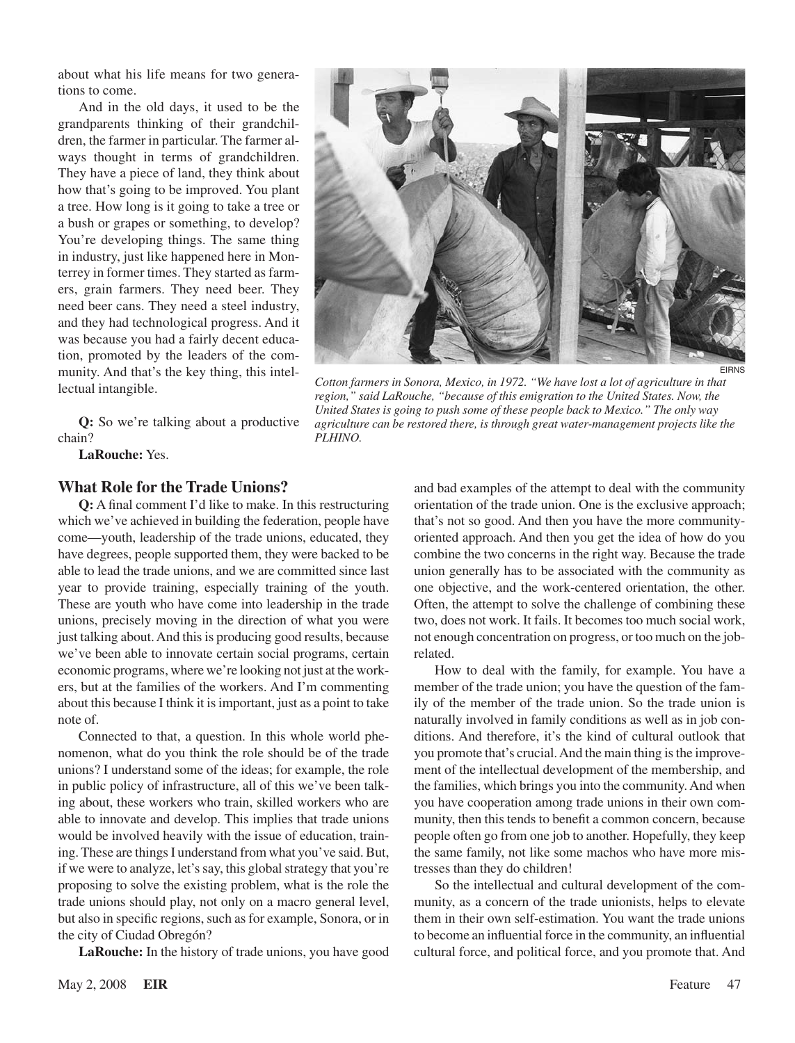about what his life means for two generations to come.

And in the old days, it used to be the grandparents thinking of their grandchildren, the farmer in particular. The farmer always thought in terms of grandchildren. They have a piece of land, they think about how that's going to be improved. You plant a tree. How long is it going to take a tree or a bush or grapes or something, to develop? You're developing things. The same thing in industry, just like happened here in Monterrey in former times. They started as farmers, grain farmers. They need beer. They need beer cans. They need a steel industry, and they had technological progress. And it was because you had a fairly decent education, promoted by the leaders of the community. And that's the key thing, this intellectual intangible.

*Cotton farmers in Sonora, Mexico, in 1972. "We have lost a lot of agriculture in that region," said LaRouche, "because of this emigration to the United States. Now, the United States is going to push some of these people back to Mexico." The only way agriculture can be restored there, is through great water-management projects like the PLHINO.*

**Q:** So we're talking about a productive chain?

**LaRouche:** Yes.

## What Role for the Trade Unions?

**Q:** A final comment I'd like to make. In this restructuring which we've achieved in building the federation, people have come—youth, leadership of the trade unions, educated, they have degrees, people supported them, they were backed to be able to lead the trade unions, and we are committed since last year to provide training, especially training of the youth. These are youth who have come into leadership in the trade unions, precisely moving in the direction of what you were just talking about. And this is producing good results, because we've been able to innovate certain social programs, certain economic programs, where we're looking not just at the workers, but at the families of the workers. And I'm commenting about this because I think it is important, just as a point to take note of.

Connected to that, a question. In this whole world phenomenon, what do you think the role should be of the trade unions? I understand some of the ideas; for example, the role in public policy of infrastructure, all of this we've been talking about, these workers who train, skilled workers who are able to innovate and develop. This implies that trade unions would be involved heavily with the issue of education, training. These are things I understand from what you've said. But, if we were to analyze, let's say, this global strategy that you're proposing to solve the existing problem, what is the role the trade unions should play, not only on a macro general level, but also in specific regions, such as for example, Sonora, or in the city of Ciudad Obregón?

**LaRouche:** In the history of trade unions, you have good and bad examples of the attempt to deal with the community orientation of the trade union. One is the exclusive approach; that's not so good. And then you have the more community-oriented approach. And then you get the idea of how do you combine the two concerns in the right way. Because the trade union generally has to be associated with the community as one objective, and the work-centered orientation, the other. Often, the attempt to solve the challenge of combining these two, does not work. It fails. It becomes too much social work, not enough concentration on progress, or too much on the job-related.

How to deal with the family, for example. You have a member of the trade union; you have the question of the family of the member of the trade union. So the trade union is naturally involved in family conditions as well as in job conditions. And therefore, it's the kind of cultural outlook that you promote that's crucial. And the main thing is the improvement of the intellectual development of the membership, and the families, which brings you into the community. And when you have cooperation among trade unions in their own community, then this tends to benefit a common concern, because people often go from one job to another. Hopefully, they keep the same family, not like some machos who have more mistresses than they do children!

So the intellectual and cultural development of the community, as a concern of the trade unionists, helps to elevate them in their own self-estimation. You want the trade unions to become an influential force in the community, an influential cultural force, and political force, and you promote that. And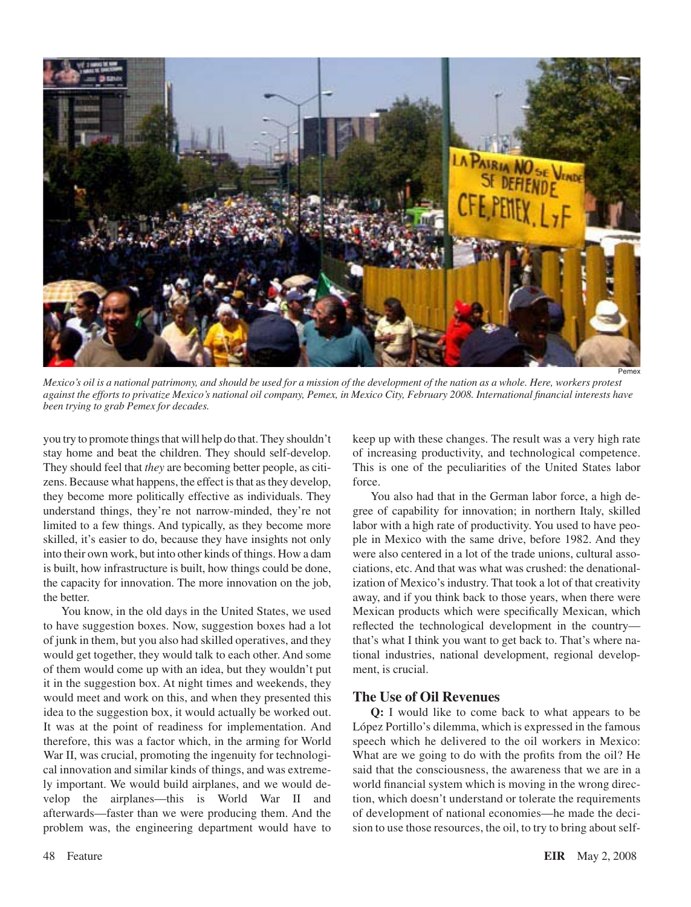*Mexico's oil is a national patrimony, and should be used for a mission of the development of the nation as a whole. Here, workers protest against the efforts to privatize Mexico's national oil company, Pemex, in Mexico City, February 2008. International financial interests have been trying to grab Pemex for decades.*

you try to promote things that will help do that. They shouldn't stay home and beat the children. They should self-develop. They should feel that *they* are becoming better people, as citizens. Because what happens, the effect is that as they develop, they become more politically effective as individuals. They understand things, they're not narrow-minded, they're not limited to a few things. And typically, as they become more skilled, it's easier to do, because they have insights not only into their own work, but into other kinds of things. How a dam is built, how infrastructure is built, how things could be done, the capacity for innovation. The more innovation on the job, the better.

You know, in the old days in the United States, we used to have suggestion boxes. Now, suggestion boxes had a lot of junk in them, but you also had skilled operatives, and they would get together, they would talk to each other. And some of them would come up with an idea, but they wouldn't put it in the suggestion box. At night times and weekends, they would meet and work on this, and when they presented this idea to the suggestion box, it would actually be worked out. It was at the point of readiness for implementation. And therefore, this was a factor which, in the arming for World War II, was crucial, promoting the ingenuity for technological innovation and similar kinds of things, and was extremely important. We would build airplanes, and we would develop the airplanes—this is World War II and afterwards—faster than we were producing them. And the problem was, the engineering department would have to keep up with these changes. The result was a very high rate of increasing productivity, and technological competence. This is one of the peculiarities of the United States labor force.

You also had that in the German labor force, a high degree of capability for innovation; in northern Italy, skilled labor with a high rate of productivity. You used to have people in Mexico with the same drive, before 1982. And they were also centered in a lot of the trade unions, cultural associations, etc. And that was what was crushed: the denationalization of Mexico's industry. That took a lot of that creativity away, and if you think back to those years, when there were Mexican products which were specifically Mexican, which reflected the technological development in the country—that's what I think you want to get back to. That's where national industries, national development, regional development, is crucial.

## The Use of Oil Revenues

**Q:** I would like to come back to what appears to be López Portillo's dilemma, which is expressed in the famous speech which he delivered to the oil workers in Mexico: What are we going to do with the profits from the oil? He said that the consciousness, the awareness that we are in a world financial system which is moving in the wrong direction, which doesn't understand or tolerate the requirements of development of national economies—he made the decision to use those resources, the oil, to try to bring about self-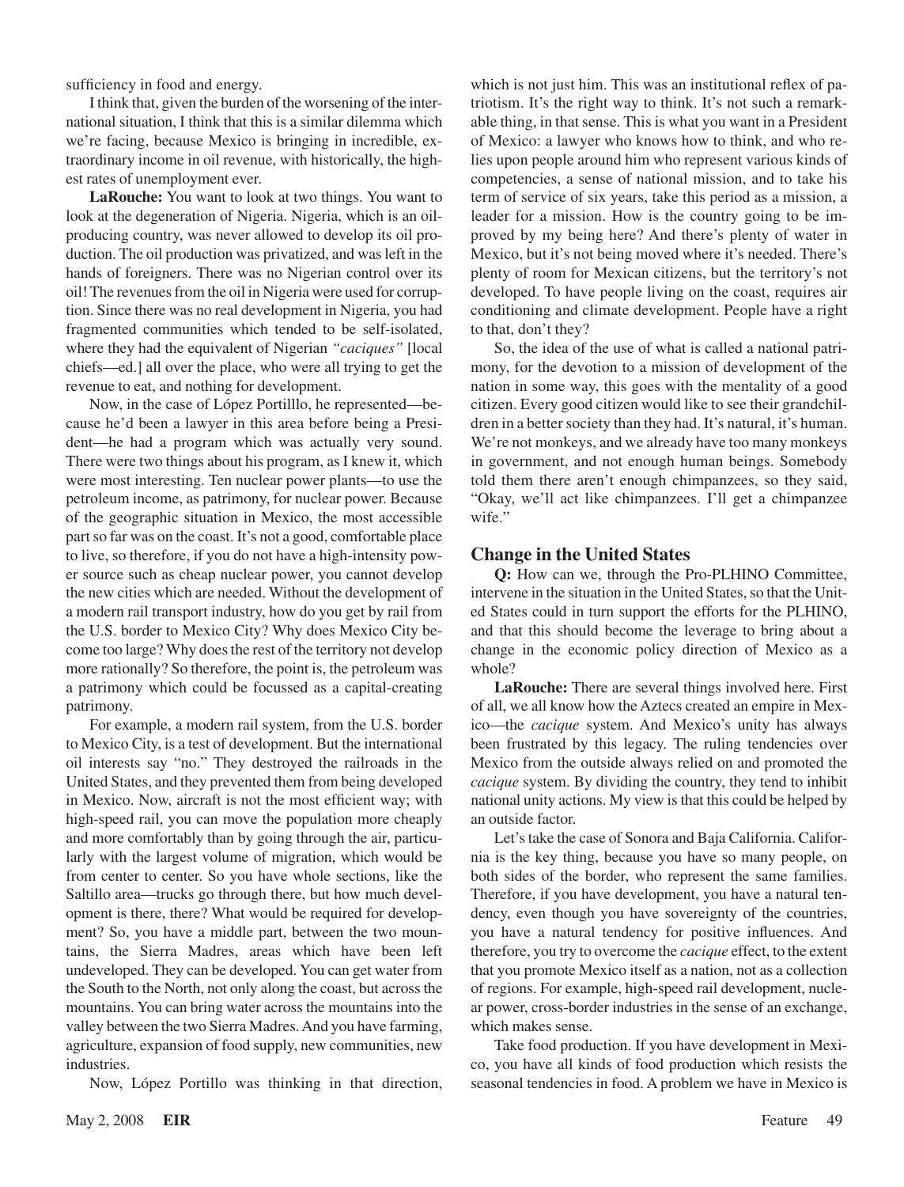sufficiency in food and energy.

I think that, given the burden of the worsening of the international situation, I think that this is a similar dilemma which we're facing, because Mexico is bringing in incredible, extraordinary income in oil revenue, with historically, the highest rates of unemployment ever.

**LaRouche:** You want to look at two things. You want to look at the degeneration of Nigeria. Nigeria, which is an oil-producing country, was never allowed to develop its oil production. The oil production was privatized, and was left in the hands of foreigners. There was no Nigerian control over its oil! The revenues from the oil in Nigeria were used for corruption. Since there was no real development in Nigeria, you had fragmented communities which tended to be self-isolated, where they had the equivalent of Nigerian *"caciques"* [local chiefs—ed.] all over the place, who were all trying to get the revenue to eat, and nothing for development.

Now, in the case of López Portilllo, he represented—because he'd been a lawyer in this area before being a President—he had a program which was actually very sound. There were two things about his program, as I knew it, which were most interesting. Ten nuclear power plants—to use the petroleum income, as patrimony, for nuclear power. Because of the geographic situation in Mexico, the most accessible part so far was on the coast. It's not a good, comfortable place to live, so therefore, if you do not have a high-intensity power source such as cheap nuclear power, you cannot develop the new cities which are needed. Without the development of a modern rail transport industry, how do you get by rail from the U.S. border to Mexico City? Why does Mexico City become too large? Why does the rest of the territory not develop more rationally? So therefore, the point is, the petroleum was a patrimony which could be focussed as a capital-creating patrimony.

For example, a modern rail system, from the U.S. border to Mexico City, is a test of development. But the international oil interests say "no." They destroyed the railroads in the United States, and they prevented them from being developed in Mexico. Now, aircraft is not the most efficient way; with high-speed rail, you can move the population more cheaply and more comfortably than by going through the air, particularly with the largest volume of migration, which would be from center to center. So you have whole sections, like the Saltillo area—trucks go through there, but how much development is there, there? What would be required for development? So, you have a middle part, between the two mountains, the Sierra Madres, areas which have been left undeveloped. They can be developed. You can get water from the South to the North, not only along the coast, but across the mountains. You can bring water across the mountains into the valley between the two Sierra Madres. And you have farming, agriculture, expansion of food supply, new communities, new industries.

Now, López Portillo was thinking in that direction, which is not just him. This was an institutional reflex of patriotism. It's the right way to think. It's not such a remarkable thing, in that sense. This is what you want in a President of Mexico: a lawyer who knows how to think, and who relies upon people around him who represent various kinds of competencies, a sense of national mission, and to take his term of service of six years, take this period as a mission, a leader for a mission. How is the country going to be improved by my being here? And there's plenty of water in Mexico, but it's not being moved where it's needed. There's plenty of room for Mexican citizens, but the territory's not developed. To have people living on the coast, requires air conditioning and climate development. People have a right to that, don't they?

So, the idea of the use of what is called a national patrimony, for the devotion to a mission of development of the nation in some way, this goes with the mentality of a good citizen. Every good citizen would like to see their grandchildren in a better society than they had. It's natural, it's human. We're not monkeys, and we already have too many monkeys in government, and not enough human beings. Somebody told them there aren't enough chimpanzees, so they said, "Okay, we'll act like chimpanzees. I'll get a chimpanzee wife."

## Change in the United States

**Q:** How can we, through the Pro-PLHINO Committee, intervene in the situation in the United States, so that the United States could in turn support the efforts for the PLHINO, and that this should become the leverage to bring about a change in the economic policy direction of Mexico as a whole?

**LaRouche:** There are several things involved here. First of all, we all know how the Aztecs created an empire in Mexico—the *cacique* system. And Mexico's unity has always been frustrated by this legacy. The ruling tendencies over Mexico from the outside always relied on and promoted the *cacique* system. By dividing the country, they tend to inhibit national unity actions. My view is that this could be helped by an outside factor.

Let's take the case of Sonora and Baja California. California is the key thing, because you have so many people, on both sides of the border, who represent the same families. Therefore, if you have development, you have a natural tendency, even though you have sovereignty of the countries, you have a natural tendency for positive influences. And therefore, you try to overcome the *cacique* effect, to the extent that you promote Mexico itself as a nation, not as a collection of regions. For example, high-speed rail development, nuclear power, cross-border industries in the sense of an exchange, which makes sense.

Take food production. If you have development in Mexico, you have all kinds of food production which resists the seasonal tendencies in food. A problem we have in Mexico is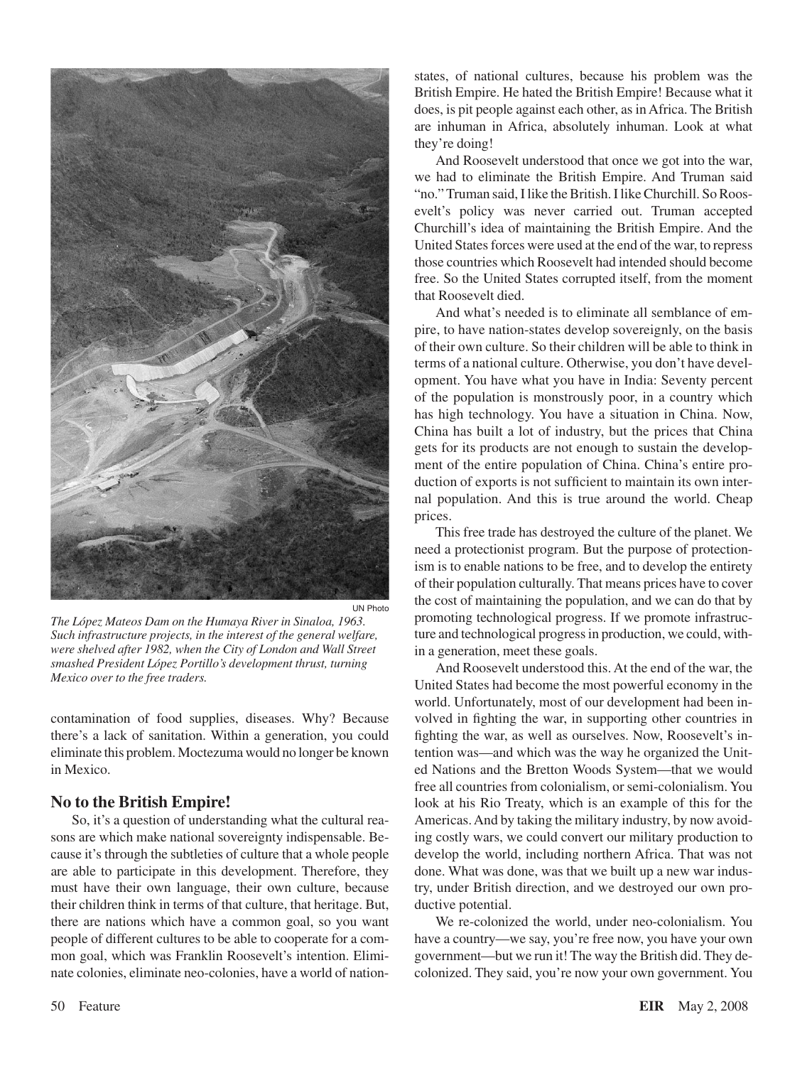UN Photo

*The López Mateos Dam on the Humaya River in Sinaloa, 1963. Such infrastructure projects, in the interest of the general welfare, were shelved after 1982, when the City of London and Wall Street smashed President López Portillo's development thrust, turning Mexico over to the free traders.*

contamination of food supplies, diseases. Why? Because there's a lack of sanitation. Within a generation, you could eliminate this problem. Moctezuma would no longer be known in Mexico.

## No to the British Empire!

So, it's a question of understanding what the cultural reasons are which make national sovereignty indispensable. Because it's through the subtleties of culture that a whole people are able to participate in this development. Therefore, they must have their own language, their own culture, because their children think in terms of that culture, that heritage. But, there are nations which have a common goal, so you want people of different cultures to be able to cooperate for a common goal, which was Franklin Roosevelt's intention. Eliminate colonies, eliminate neo-colonies, have a world of nation-states, of national cultures, because his problem was the British Empire. He hated the British Empire! Because what it does, is pit people against each other, as in Africa. The British are inhuman in Africa, absolutely inhuman. Look at what they're doing!

And Roosevelt understood that once we got into the war, we had to eliminate the British Empire. And Truman said "no." Truman said, I like the British. I like Churchill. So Roosevelt's policy was never carried out. Truman accepted Churchill's idea of maintaining the British Empire. And the United States forces were used at the end of the war, to repress those countries which Roosevelt had intended should become free. So the United States corrupted itself, from the moment that Roosevelt died.

And what's needed is to eliminate all semblance of empire, to have nation-states develop sovereignly, on the basis of their own culture. So their children will be able to think in terms of a national culture. Otherwise, you don't have development. You have what you have in India: Seventy percent of the population is monstrously poor, in a country which has high technology. You have a situation in China. Now, China has built a lot of industry, but the prices that China gets for its products are not enough to sustain the development of the entire population of China. China's entire production of exports is not sufficient to maintain its own internal population. And this is true around the world. Cheap prices.

This free trade has destroyed the culture of the planet. We need a protectionist program. But the purpose of protectionism is to enable nations to be free, and to develop the entirety of their population culturally. That means prices have to cover the cost of maintaining the population, and we can do that by promoting technological progress. If we promote infrastructure and technological progress in production, we could, within a generation, meet these goals.

And Roosevelt understood this. At the end of the war, the United States had become the most powerful economy in the world. Unfortunately, most of our development had been involved in fighting the war, in supporting other countries in fighting the war, as well as ourselves. Now, Roosevelt's intention was—and which was the way he organized the United Nations and the Bretton Woods System—that we would free all countries from colonialism, or semi-colonialism. You look at his Rio Treaty, which is an example of this for the Americas. And by taking the military industry, by now avoiding costly wars, we could convert our military production to develop the world, including northern Africa. That was not done. What was done, was that we built up a new war industry, under British direction, and we destroyed our own productive potential.

We re-colonized the world, under neo-colonialism. You have a country—we say, you're free now, you have your own government—but we run it! The way the British did. They decolonized. They said, you're now your own government. You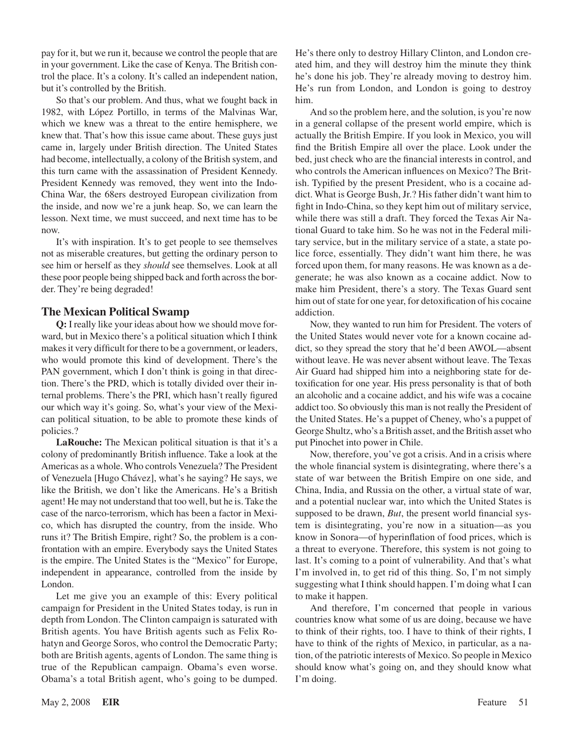pay for it, but we run it, because we control the people that are in your government. Like the case of Kenya. The British control the place. It's a colony. It's called an independent nation, but it's controlled by the British.

So that's our problem. And thus, what we fought back in 1982, with López Portillo, in terms of the Malvinas War, which we knew was a threat to the entire hemisphere, we knew that. That's how this issue came about. These guys just came in, largely under British direction. The United States had become, intellectually, a colony of the British system, and this turn came with the assassination of President Kennedy. President Kennedy was removed, they went into the Indo-China War, the 68ers destroyed European civilization from the inside, and now we're a junk heap. So, we can learn the lesson. Next time, we must succeed, and next time has to be now.

It's with inspiration. It's to get people to see themselves not as miserable creatures, but getting the ordinary person to see him or herself as they *should* see themselves. Look at all these poor people being shipped back and forth across the border. They're being degraded!

## The Mexican Political Swamp

**Q:** I really like your ideas about how we should move forward, but in Mexico there's a political situation which I think makes it very difficult for there to be a government, or leaders, who would promote this kind of development. There's the PAN government, which I don't think is going in that direction. There's the PRD, which is totally divided over their internal problems. There's the PRI, which hasn't really figured our which way it's going. So, what's your view of the Mexican political situation, to be able to promote these kinds of policies.?

**LaRouche:** The Mexican political situation is that it's a colony of predominantly British influence. Take a look at the Americas as a whole. Who controls Venezuela? The President of Venezuela [Hugo Chávez], what's he saying? He says, we like the British, we don't like the Americans. He's a British agent! He may not understand that too well, but he is. Take the case of the narco-terrorism, which has been a factor in Mexico, which has disrupted the country, from the inside. Who runs it? The British Empire, right? So, the problem is a confrontation with an empire. Everybody says the United States is the empire. The United States is the "Mexico" for Europe, independent in appearance, controlled from the inside by London.

Let me give you an example of this: Every political campaign for President in the United States today, is run in depth from London. The Clinton campaign is saturated with British agents. You have British agents such as Felix Rohatyn and George Soros, who control the Democratic Party; both are British agents, agents of London. The same thing is true of the Republican campaign. Obama's even worse. Obama's a total British agent, who's going to be dumped. He's there only to destroy Hillary Clinton, and London created him, and they will destroy him the minute they think he's done his job. They're already moving to destroy him. He's run from London, and London is going to destroy him.

And so the problem here, and the solution, is you're now in a general collapse of the present world empire, which is actually the British Empire. If you look in Mexico, you will find the British Empire all over the place. Look under the bed, just check who are the financial interests in control, and who controls the American influences on Mexico? The British. Typified by the present President, who is a cocaine addict. What is George Bush, Jr.? His father didn't want him to fight in Indo-China, so they kept him out of military service, while there was still a draft. They forced the Texas Air National Guard to take him. So he was not in the Federal military service, but in the military service of a state, a state police force, essentially. They didn't want him there, he was forced upon them, for many reasons. He was known as a degenerate; he was also known as a cocaine addict. Now to make him President, there's a story. The Texas Guard sent him out of state for one year, for detoxification of his cocaine addiction.

Now, they wanted to run him for President. The voters of the United States would never vote for a known cocaine addict, so they spread the story that he'd been AWOL—absent without leave. He was never absent without leave. The Texas Air Guard had shipped him into a neighboring state for detoxification for one year. His press personality is that of both an alcoholic and a cocaine addict, and his wife was a cocaine addict too. So obviously this man is not really the President of the United States. He's a puppet of Cheney, who's a puppet of George Shultz, who's a British asset, and the British asset who put Pinochet into power in Chile.

Now, therefore, you've got a crisis. And in a crisis where the whole financial system is disintegrating, where there's a state of war between the British Empire on one side, and China, India, and Russia on the other, a virtual state of war, and a potential nuclear war, into which the United States is supposed to be drawn, *But*, the present world financial system is disintegrating, you're now in a situation—as you know in Sonora—of hyperinflation of food prices, which is a threat to everyone. Therefore, this system is not going to last. It's coming to a point of vulnerability. And that's what I'm involved in, to get rid of this thing. So, I'm not simply suggesting what I think should happen. I'm doing what I can to make it happen.

And therefore, I'm concerned that people in various countries know what some of us are doing, because we have to think of their rights, too. I have to think of their rights, I have to think of the rights of Mexico, in particular, as a nation, of the patriotic interests of Mexico. So people in Mexico should know what's going on, and they should know what I'm doing.